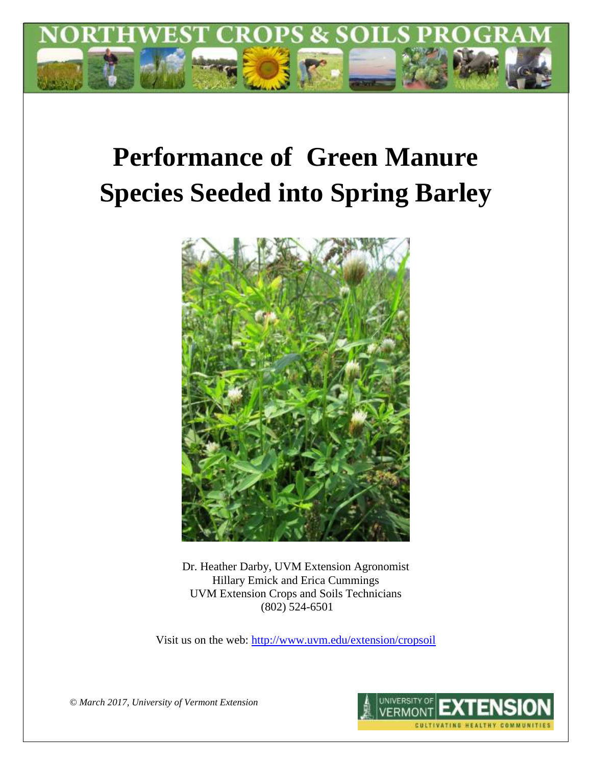# NORTHWEST CROPS & SOILS PROGRAM

# Performance of Green Manure Species Seeded into Spring Barley

Dr. Heather Darby, UVM Extension Agronomist
Hillary Emick and Erica Cummings
UVM Extension Crops and Soils Technicians
(802) 524-6501

Visit us on the web: http://www.uvm.edu/extension/cropsoil

*© March 2017, University of Vermont Extension*

UNIVERSITY OF VERMONT EXTENSION
CULTIVATING HEALTHY COMMUNITIES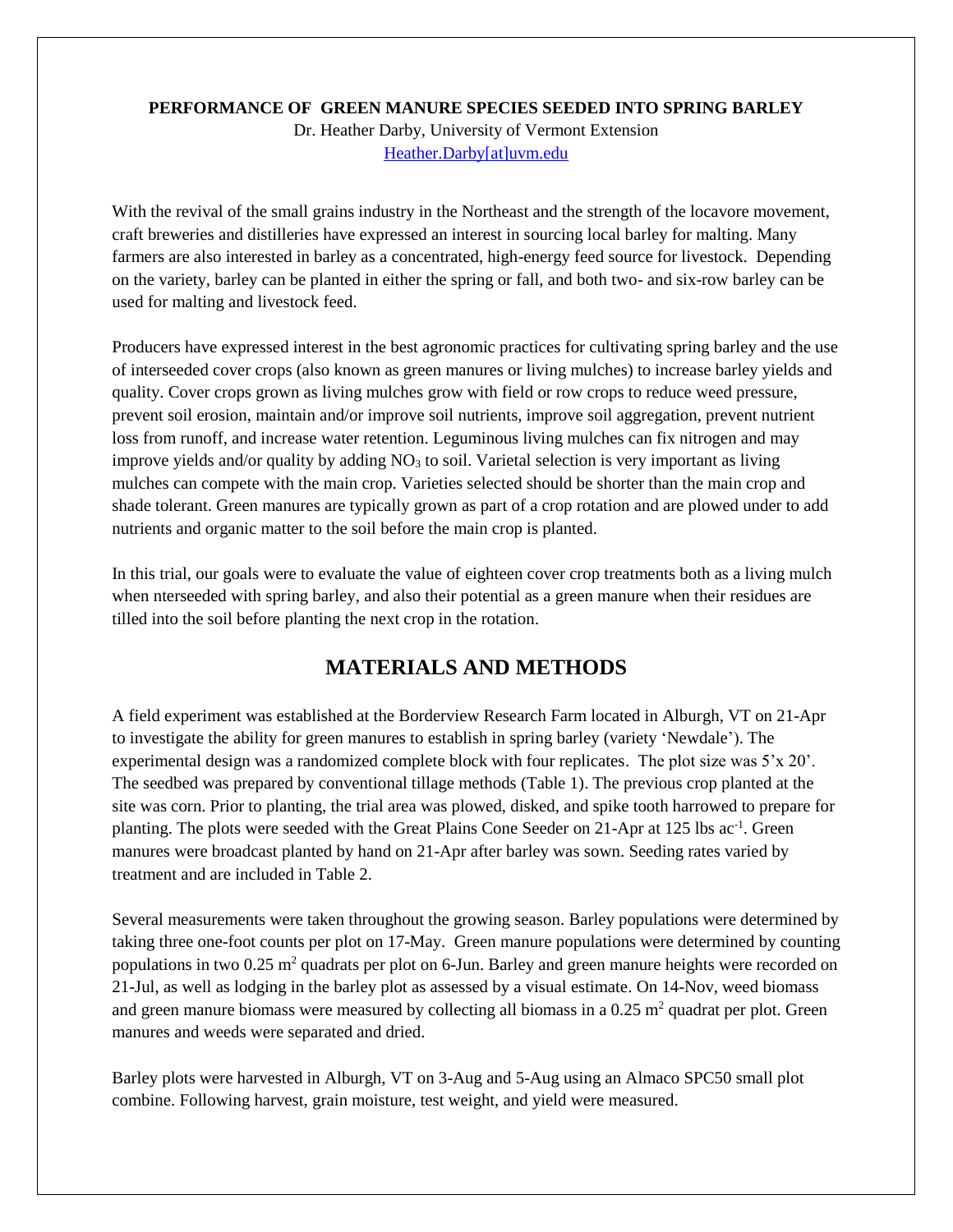**PERFORMANCE OF GREEN MANURE SPECIES SEEDED INTO SPRING BARLEY**

Dr. Heather Darby, University of Vermont Extension

Heather.Darby[at]uvm.edu

With the revival of the small grains industry in the Northeast and the strength of the locavore movement, craft breweries and distilleries have expressed an interest in sourcing local barley for malting. Many farmers are also interested in barley as a concentrated, high-energy feed source for livestock. Depending on the variety, barley can be planted in either the spring or fall, and both two- and six-row barley can be used for malting and livestock feed.

Producers have expressed interest in the best agronomic practices for cultivating spring barley and the use of interseeded cover crops (also known as green manures or living mulches) to increase barley yields and quality. Cover crops grown as living mulches grow with field or row crops to reduce weed pressure, prevent soil erosion, maintain and/or improve soil nutrients, improve soil aggregation, prevent nutrient loss from runoff, and increase water retention. Leguminous living mulches can fix nitrogen and may improve yields and/or quality by adding $NO_3$ to soil. Varietal selection is very important as living mulches can compete with the main crop. Varieties selected should be shorter than the main crop and shade tolerant. Green manures are typically grown as part of a crop rotation and are plowed under to add nutrients and organic matter to the soil before the main crop is planted.

In this trial, our goals were to evaluate the value of eighteen cover crop treatments both as a living mulch when nterseeded with spring barley, and also their potential as a green manure when their residues are tilled into the soil before planting the next crop in the rotation.

## MATERIALS AND METHODS

A field experiment was established at the Borderview Research Farm located in Alburgh, VT on 21-Apr to investigate the ability for green manures to establish in spring barley (variety 'Newdale'). The experimental design was a randomized complete block with four replicates. The plot size was 5'x 20'. The seedbed was prepared by conventional tillage methods (Table 1). The previous crop planted at the site was corn. Prior to planting, the trial area was plowed, disked, and spike tooth harrowed to prepare for planting. The plots were seeded with the Great Plains Cone Seeder on 21-Apr at 125 lbs $ac^{-1}$. Green manures were broadcast planted by hand on 21-Apr after barley was sown. Seeding rates varied by treatment and are included in Table 2.

Several measurements were taken throughout the growing season. Barley populations were determined by taking three one-foot counts per plot on 17-May. Green manure populations were determined by counting populations in two 0.25 $m^2$ quadrats per plot on 6-Jun. Barley and green manure heights were recorded on 21-Jul, as well as lodging in the barley plot as assessed by a visual estimate. On 14-Nov, weed biomass and green manure biomass were measured by collecting all biomass in a 0.25 $m^2$ quadrat per plot. Green manures and weeds were separated and dried.

Barley plots were harvested in Alburgh, VT on 3-Aug and 5-Aug using an Almaco SPC50 small plot combine. Following harvest, grain moisture, test weight, and yield were measured.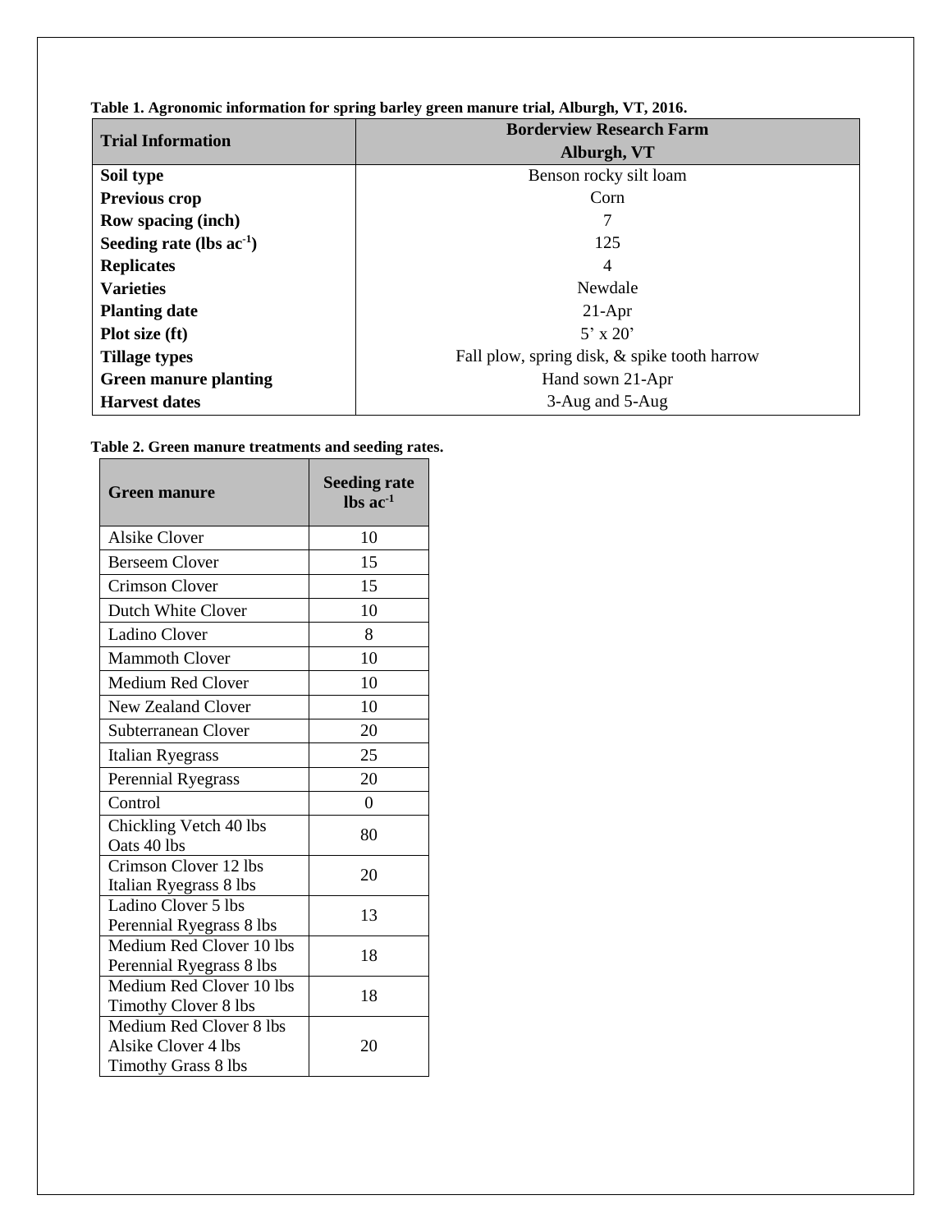**Table 1. Agronomic information for spring barley green manure trial, Alburgh, VT, 2016.**

| Trial Information | Borderview Research Farm Alburgh, VT |
|---|---|
| **Soil type** | Benson rocky silt loam |
| **Previous crop** | Corn |
| **Row spacing (inch)** | 7 |
| **Seeding rate (lbs $ac^{-1}$)** | 125 |
| **Replicates** | 4 |
| **Varieties** | Newdale |
| **Planting date** | 21-Apr |
| **Plot size (ft)** | 5' x 20' |
| **Tillage types** | Fall plow, spring disk, & spike tooth harrow |
| **Green manure planting** | Hand sown 21-Apr |
| **Harvest dates** | 3-Aug and 5-Aug |

**Table 2. Green manure treatments and seeding rates.**

| Green manure | Seeding rate lbs $ac^{-1}$ |
|---|---|
| Alsike Clover | 10 |
| Berseem Clover | 15 |
| Crimson Clover | 15 |
| Dutch White Clover | 10 |
| Ladino Clover | 8 |
| Mammoth Clover | 10 |
| Medium Red Clover | 10 |
| New Zealand Clover | 10 |
| Subterranean Clover | 20 |
| Italian Ryegrass | 25 |
| Perennial Ryegrass | 20 |
| Control | 0 |
| Chickling Vetch 40 lbs Oats 40 lbs | 80 |
| Crimson Clover 12 lbs Italian Ryegrass 8 lbs | 20 |
| Ladino Clover 5 lbs Perennial Ryegrass 8 lbs | 13 |
| Medium Red Clover 10 lbs Perennial Ryegrass 8 lbs | 18 |
| Medium Red Clover 10 lbs Timothy Clover 8 lbs | 18 |
| Medium Red Clover 8 lbs Alsike Clover 4 lbs Timothy Grass 8 lbs | 20 |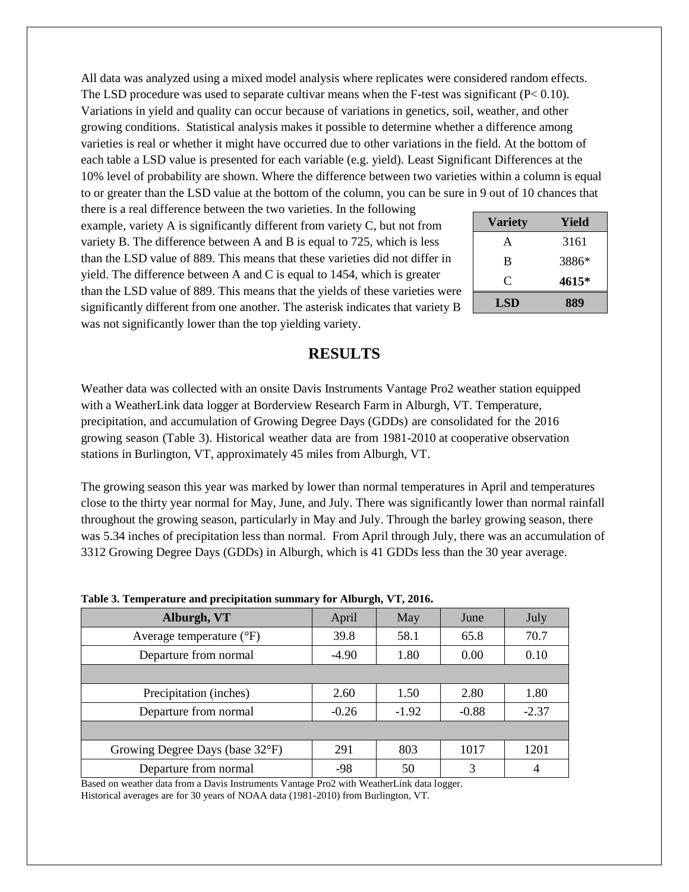All data was analyzed using a mixed model analysis where replicates were considered random effects. The LSD procedure was used to separate cultivar means when the F-test was significant ($P < 0.10$). Variations in yield and quality can occur because of variations in genetics, soil, weather, and other growing conditions. Statistical analysis makes it possible to determine whether a difference among varieties is real or whether it might have occurred due to other variations in the field. At the bottom of each table a LSD value is presented for each variable (e.g. yield). Least Significant Differences at the 10% level of probability are shown. Where the difference between two varieties within a column is equal to or greater than the LSD value at the bottom of the column, you can be sure in 9 out of 10 chances that there is a real difference between the two varieties. In the following example, variety A is significantly different from variety C, but not from variety B. The difference between A and B is equal to 725, which is less than the LSD value of 889. This means that these varieties did not differ in yield. The difference between A and C is equal to 1454, which is greater than the LSD value of 889. This means that the yields of these varieties were significantly different from one another. The asterisk indicates that variety B was not significantly lower than the top yielding variety.

| Variety | Yield |
|---|---|
| A | 3161 |
| B | 3886* |
| C | **4615*** |
| **LSD** | **889** |

## RESULTS

Weather data was collected with an onsite Davis Instruments Vantage Pro2 weather station equipped with a WeatherLink data logger at Borderview Research Farm in Alburgh, VT. Temperature, precipitation, and accumulation of Growing Degree Days (GDDs) are consolidated for the 2016 growing season (Table 3). Historical weather data are from 1981-2010 at cooperative observation stations in Burlington, VT, approximately 45 miles from Alburgh, VT.

The growing season this year was marked by lower than normal temperatures in April and temperatures close to the thirty year normal for May, June, and July. There was significantly lower than normal rainfall throughout the growing season, particularly in May and July. Through the barley growing season, there was 5.34 inches of precipitation less than normal. From April through July, there was an accumulation of 3312 Growing Degree Days (GDDs) in Alburgh, which is 41 GDDs less than the 30 year average.

**Table 3. Temperature and precipitation summary for Alburgh, VT, 2016.**

| Alburgh, VT | April | May | June | July |
|---|---|---|---|---|
| Average temperature (°F) | 39.8 | 58.1 | 65.8 | 70.7 |
| Departure from normal | -4.90 | 1.80 | 0.00 | 0.10 |
| | | | | |
| Precipitation (inches) | 2.60 | 1.50 | 2.80 | 1.80 |
| Departure from normal | -0.26 | -1.92 | -0.88 | -2.37 |
| | | | | |
| Growing Degree Days (base 32°F) | 291 | 803 | 1017 | 1201 |
| Departure from normal | -98 | 50 | 3 | 4 |

Based on weather data from a Davis Instruments Vantage Pro2 with WeatherLink data logger.
Historical averages are for 30 years of NOAA data (1981-2010) from Burlington, VT.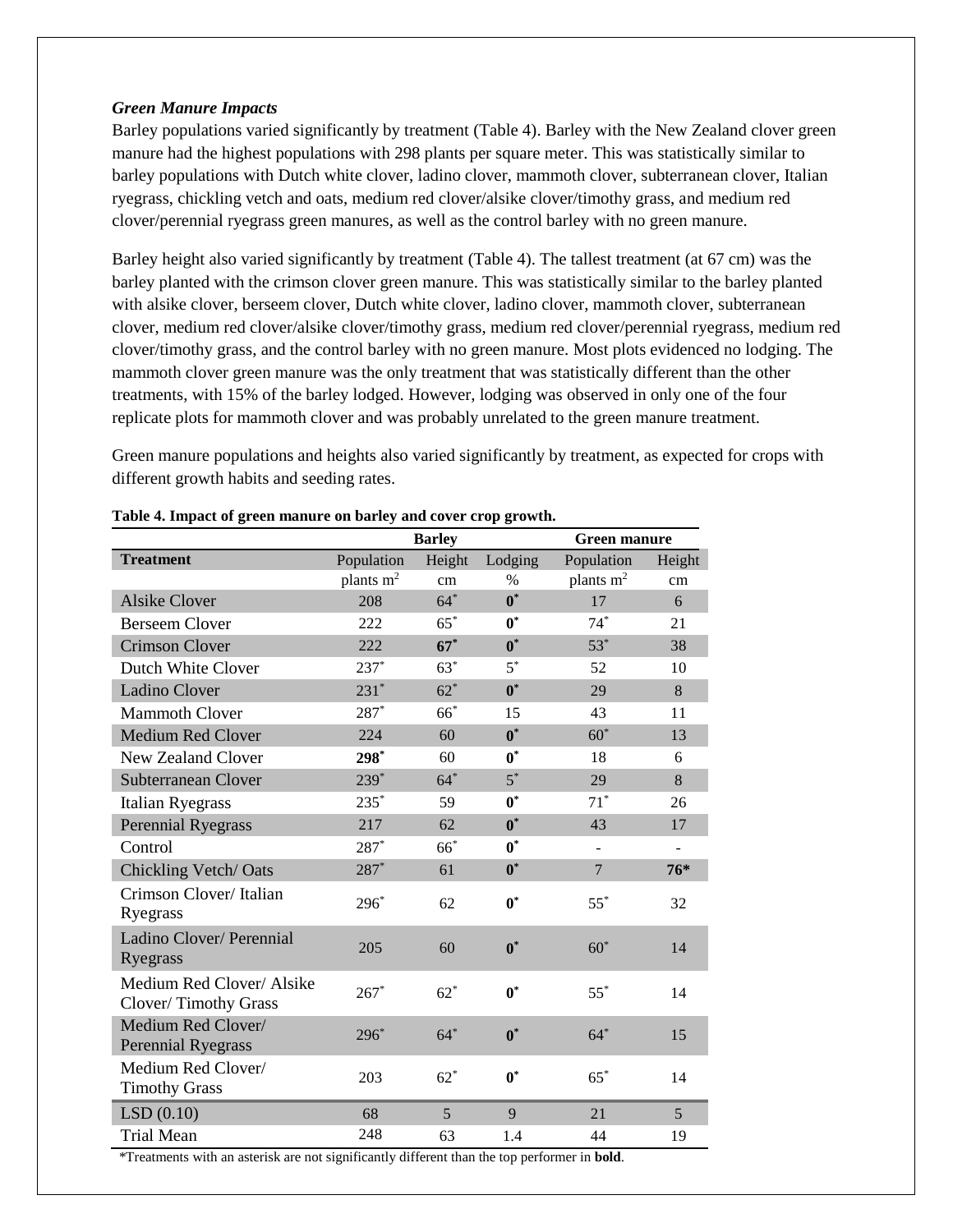### *Green Manure Impacts*

Barley populations varied significantly by treatment (Table 4). Barley with the New Zealand clover green manure had the highest populations with 298 plants per square meter. This was statistically similar to barley populations with Dutch white clover, ladino clover, mammoth clover, subterranean clover, Italian ryegrass, chickling vetch and oats, medium red clover/alsike clover/timothy grass, and medium red clover/perennial ryegrass green manures, as well as the control barley with no green manure.

Barley height also varied significantly by treatment (Table 4). The tallest treatment (at 67 cm) was the barley planted with the crimson clover green manure. This was statistically similar to the barley planted with alsike clover, berseem clover, Dutch white clover, ladino clover, mammoth clover, subterranean clover, medium red clover/alsike clover/timothy grass, medium red clover/perennial ryegrass, medium red clover/timothy grass, and the control barley with no green manure. Most plots evidenced no lodging. The mammoth clover green manure was the only treatment that was statistically different than the other treatments, with 15% of the barley lodged. However, lodging was observed in only one of the four replicate plots for mammoth clover and was probably unrelated to the green manure treatment.

Green manure populations and heights also varied significantly by treatment, as expected for crops with different growth habits and seeding rates.

**Table 4. Impact of green manure on barley and cover crop growth.**

| | Barley | | | Green manure | |
|---|---|---|---|---|---|
| **Treatment** | Population | Height | Lodging | Population | Height |
| | plants $m^2$ | cm | % | plants $m^2$ | cm |
| Alsike Clover | 208 | 64* | **0*** | 17 | 6 |
| Berseem Clover | 222 | 65* | **0*** | 74* | 21 |
| Crimson Clover | 222 | **67*** | **0*** | 53* | 38 |
| Dutch White Clover | 237* | 63* | 5* | 52 | 10 |
| Ladino Clover | 231* | 62* | **0*** | 29 | 8 |
| Mammoth Clover | 287* | 66* | 15 | 43 | 11 |
| Medium Red Clover | 224 | 60 | **0*** | 60* | 13 |
| New Zealand Clover | **298*** | 60 | **0*** | 18 | 6 |
| Subterranean Clover | 239* | 64* | 5* | 29 | 8 |
| Italian Ryegrass | 235* | 59 | **0*** | 71* | 26 |
| Perennial Ryegrass | 217 | 62 | **0*** | 43 | 17 |
| Control | 287* | 66* | **0*** | - | - |
| Chickling Vetch/ Oats | 287* | 61 | **0*** | 7 | **76*** |
| Crimson Clover/ Italian Ryegrass | 296* | 62 | **0*** | 55* | 32 |
| Ladino Clover/ Perennial Ryegrass | 205 | 60 | **0*** | 60* | 14 |
| Medium Red Clover/ Alsike Clover/ Timothy Grass | 267* | 62* | **0*** | 55* | 14 |
| Medium Red Clover/ Perennial Ryegrass | 296* | 64* | **0*** | 64* | 15 |
| Medium Red Clover/ Timothy Grass | 203 | 62* | **0*** | 65* | 14 |
| LSD (0.10) | 68 | 5 | 9 | 21 | 5 |
| Trial Mean | 248 | 63 | 1.4 | 44 | 19 |

*Treatments with an asterisk are not significantly different than the top performer in **bold**.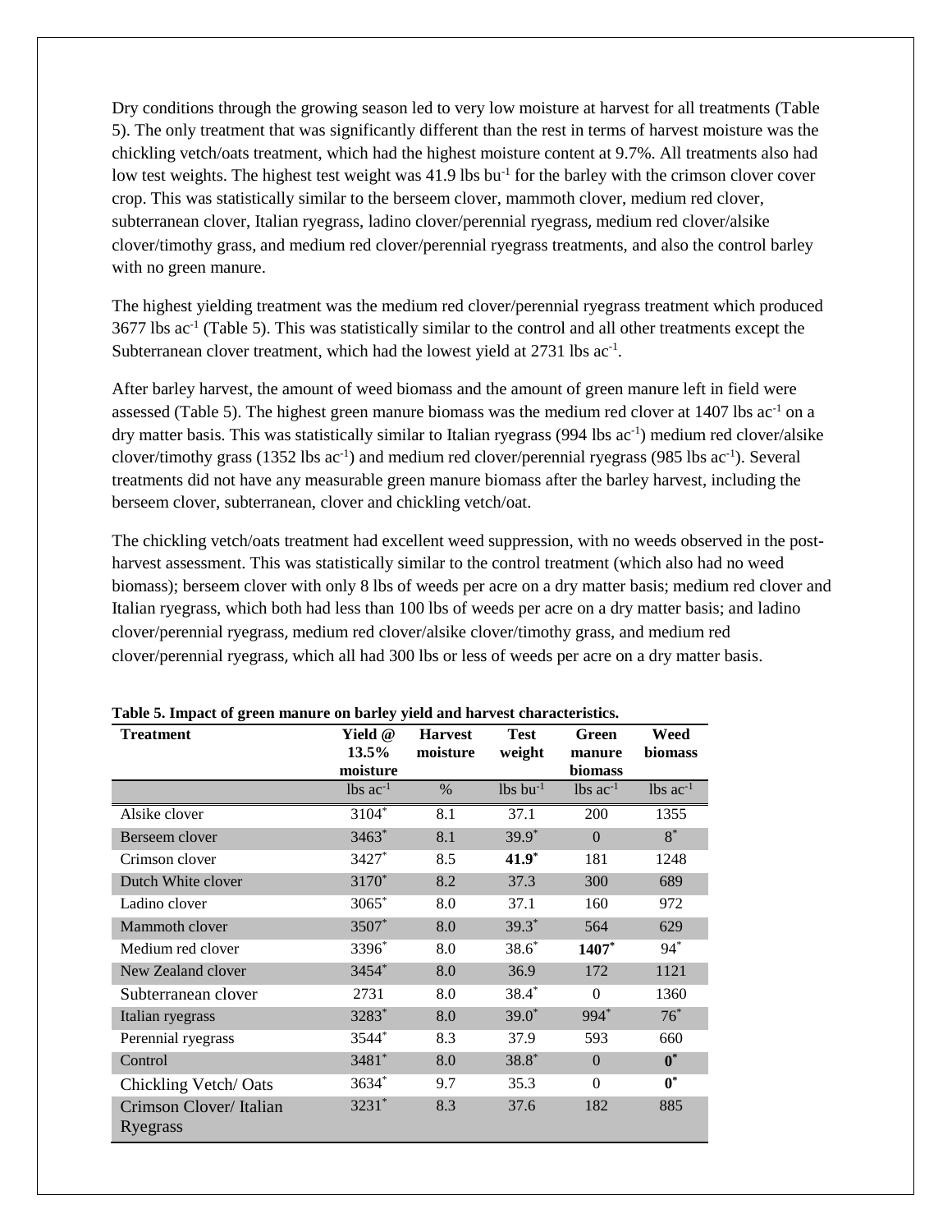Dry conditions through the growing season led to very low moisture at harvest for all treatments (Table 5). The only treatment that was significantly different than the rest in terms of harvest moisture was the chickling vetch/oats treatment, which had the highest moisture content at 9.7%. All treatments also had low test weights. The highest test weight was 41.9 lbs bu$^{-1}$ for the barley with the crimson clover cover crop. This was statistically similar to the berseem clover, mammoth clover, medium red clover, subterranean clover, Italian ryegrass, ladino clover/perennial ryegrass, medium red clover/alsike clover/timothy grass, and medium red clover/perennial ryegrass treatments, and also the control barley with no green manure.

The highest yielding treatment was the medium red clover/perennial ryegrass treatment which produced 3677 lbs ac$^{-1}$ (Table 5). This was statistically similar to the control and all other treatments except the Subterranean clover treatment, which had the lowest yield at 2731 lbs ac$^{-1}$.

After barley harvest, the amount of weed biomass and the amount of green manure left in field were assessed (Table 5). The highest green manure biomass was the medium red clover at 1407 lbs ac$^{-1}$ on a dry matter basis. This was statistically similar to Italian ryegrass (994 lbs ac$^{-1}$) medium red clover/alsike clover/timothy grass (1352 lbs ac$^{-1}$) and medium red clover/perennial ryegrass (985 lbs ac$^{-1}$). Several treatments did not have any measurable green manure biomass after the barley harvest, including the berseem clover, subterranean, clover and chickling vetch/oat.

The chickling vetch/oats treatment had excellent weed suppression, with no weeds observed in the post-harvest assessment. This was statistically similar to the control treatment (which also had no weed biomass); berseem clover with only 8 lbs of weeds per acre on a dry matter basis; medium red clover and Italian ryegrass, which both had less than 100 lbs of weeds per acre on a dry matter basis; and ladino clover/perennial ryegrass, medium red clover/alsike clover/timothy grass, and medium red clover/perennial ryegrass, which all had 300 lbs or less of weeds per acre on a dry matter basis.

**Table 5. Impact of green manure on barley yield and harvest characteristics.**

| Treatment | Yield @ 13.5% moisture | Harvest moisture | Test weight | Green manure biomass | Weed biomass |
|---|---|---|---|---|---|
| | lbs ac$^{-1}$ | % | lbs bu$^{-1}$ | lbs ac$^{-1}$ | lbs ac$^{-1}$ |
| Alsike clover | 3104* | 8.1 | 37.1 | 200 | 1355 |
| Berseem clover | 3463* | 8.1 | 39.9* | 0 | 8* |
| Crimson clover | 3427* | 8.5 | **41.9*** | 181 | 1248 |
| Dutch White clover | 3170* | 8.2 | 37.3 | 300 | 689 |
| Ladino clover | 3065* | 8.0 | 37.1 | 160 | 972 |
| Mammoth clover | 3507* | 8.0 | 39.3* | 564 | 629 |
| Medium red clover | 3396* | 8.0 | 38.6* | **1407*** | 94* |
| New Zealand clover | 3454* | 8.0 | 36.9 | 172 | 1121 |
| Subterranean clover | 2731 | 8.0 | 38.4* | 0 | 1360 |
| Italian ryegrass | 3283* | 8.0 | 39.0* | 994* | 76* |
| Perennial ryegrass | 3544* | 8.3 | 37.9 | 593 | 660 |
| Control | 3481* | 8.0 | 38.8* | 0 | **0*** |
| Chickling Vetch/ Oats | 3634* | 9.7 | 35.3 | 0 | **0*** |
| Crimson Clover/ Italian Ryegrass | 3231* | 8.3 | 37.6 | 182 | 885 |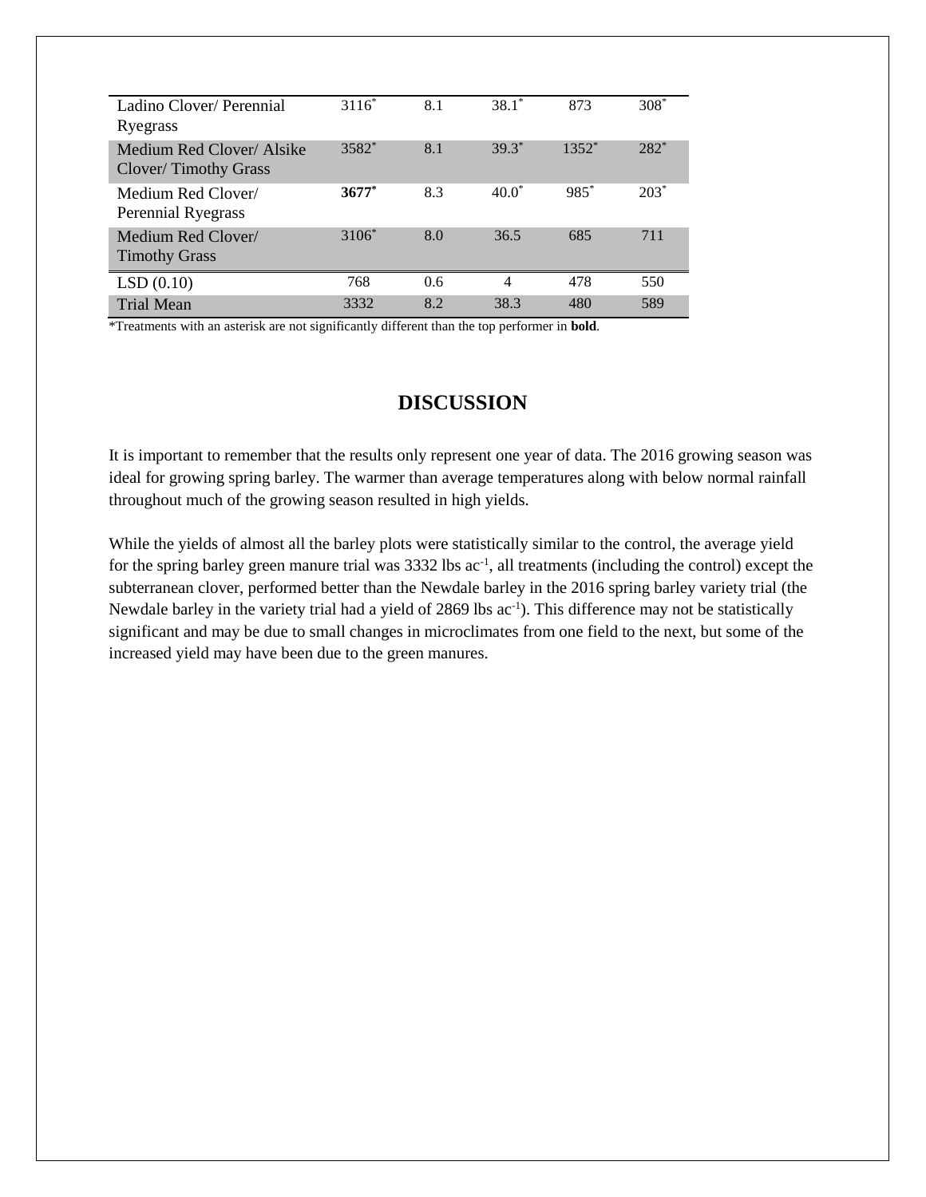| | | | | | |
|---|---|---|---|---|---|
| Ladino Clover/ Perennial Ryegrass | 3116* | 8.1 | 38.1* | 873 | 308* |
| Medium Red Clover/ Alsike Clover/ Timothy Grass | 3582* | 8.1 | 39.3* | 1352* | 282* |
| Medium Red Clover/ Perennial Ryegrass | **3677*** | 8.3 | 40.0* | 985* | 203* |
| Medium Red Clover/ Timothy Grass | 3106* | 8.0 | 36.5 | 685 | 711 |
| LSD (0.10) | 768 | 0.6 | 4 | 478 | 550 |
| Trial Mean | 3332 | 8.2 | 38.3 | 480 | 589 |

*Treatments with an asterisk are not significantly different than the top performer in **bold**.

## DISCUSSION

It is important to remember that the results only represent one year of data. The 2016 growing season was ideal for growing spring barley. The warmer than average temperatures along with below normal rainfall throughout much of the growing season resulted in high yields.

While the yields of almost all the barley plots were statistically similar to the control, the average yield for the spring barley green manure trial was 3332 lbs ac$^{-1}$, all treatments (including the control) except the subterranean clover, performed better than the Newdale barley in the 2016 spring barley variety trial (the Newdale barley in the variety trial had a yield of 2869 lbs ac$^{-1}$). This difference may not be statistically significant and may be due to small changes in microclimates from one field to the next, but some of the increased yield may have been due to the green manures.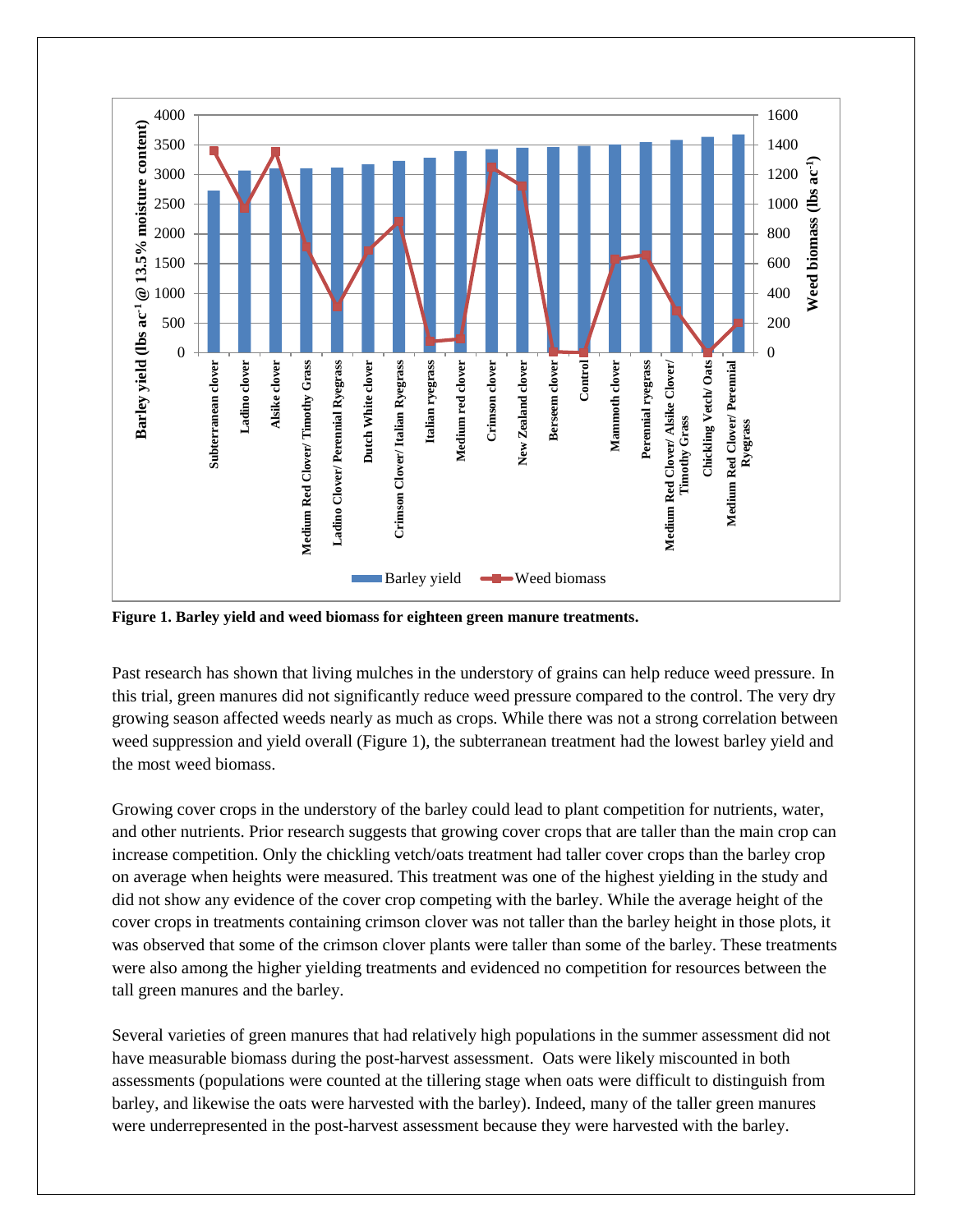Figure 1. Barley yield and weed biomass for eighteen green manure treatments.

Past research has shown that living mulches in the understory of grains can help reduce weed pressure. In this trial, green manures did not significantly reduce weed pressure compared to the control. The very dry growing season affected weeds nearly as much as crops. While there was not a strong correlation between weed suppression and yield overall (Figure 1), the subterranean treatment had the lowest barley yield and the most weed biomass.

Growing cover crops in the understory of the barley could lead to plant competition for nutrients, water, and other nutrients. Prior research suggests that growing cover crops that are taller than the main crop can increase competition. Only the chickling vetch/oats treatment had taller cover crops than the barley crop on average when heights were measured. This treatment was one of the highest yielding in the study and did not show any evidence of the cover crop competing with the barley. While the average height of the cover crops in treatments containing crimson clover was not taller than the barley height in those plots, it was observed that some of the crimson clover plants were taller than some of the barley. These treatments were also among the higher yielding treatments and evidenced no competition for resources between the tall green manures and the barley.

Several varieties of green manures that had relatively high populations in the summer assessment did not have measurable biomass during the post-harvest assessment. Oats were likely miscounted in both assessments (populations were counted at the tillering stage when oats were difficult to distinguish from barley, and likewise the oats were harvested with the barley). Indeed, many of the taller green manures were underrepresented in the post-harvest assessment because they were harvested with the barley.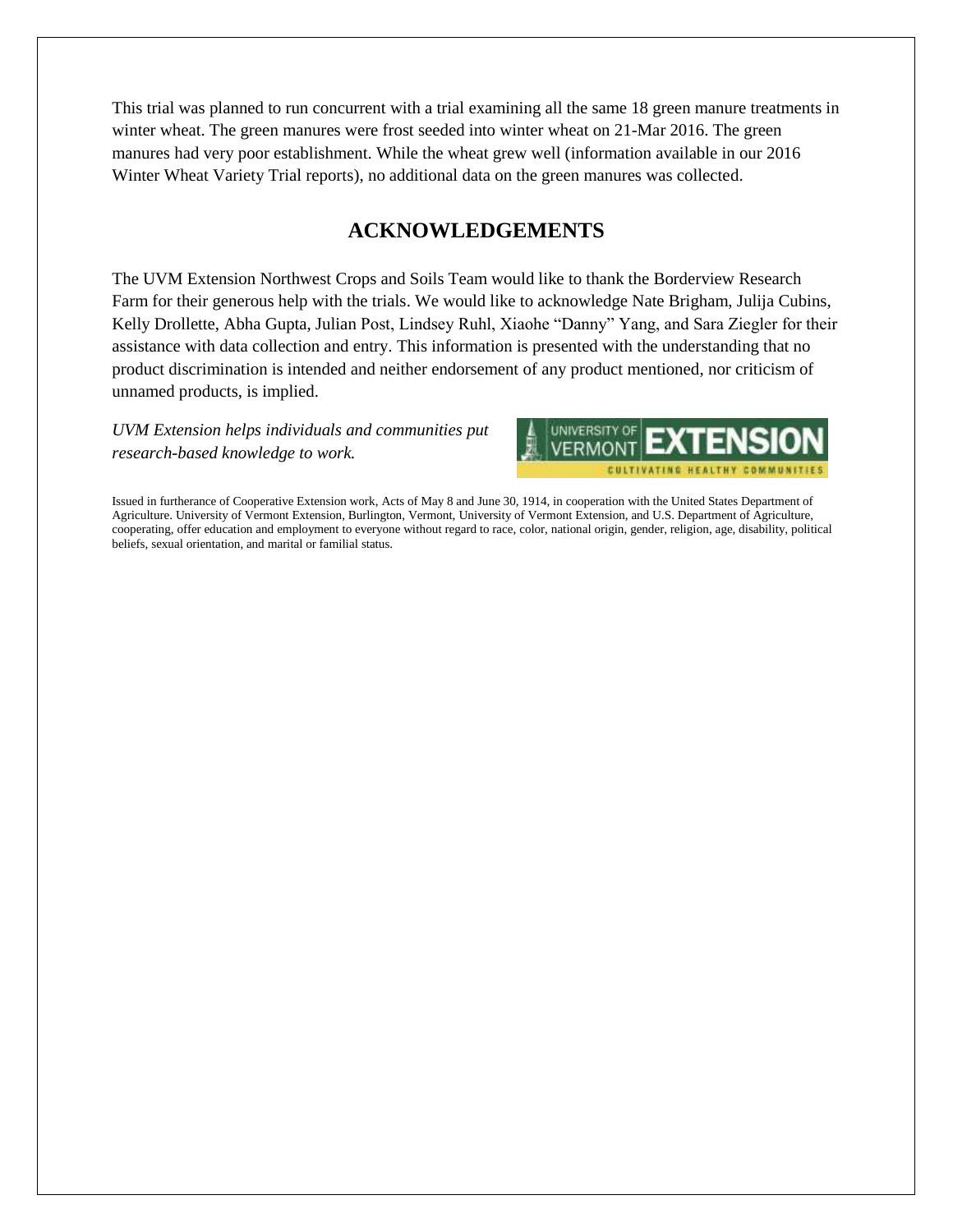This trial was planned to run concurrent with a trial examining all the same 18 green manure treatments in winter wheat. The green manures were frost seeded into winter wheat on 21-Mar 2016. The green manures had very poor establishment. While the wheat grew well (information available in our 2016 Winter Wheat Variety Trial reports), no additional data on the green manures was collected.

## ACKNOWLEDGEMENTS

The UVM Extension Northwest Crops and Soils Team would like to thank the Borderview Research Farm for their generous help with the trials. We would like to acknowledge Nate Brigham, Julija Cubins, Kelly Drollette, Abha Gupta, Julian Post, Lindsey Ruhl, Xiaohe "Danny" Yang, and Sara Ziegler for their assistance with data collection and entry. This information is presented with the understanding that no product discrimination is intended and neither endorsement of any product mentioned, nor criticism of unnamed products, is implied.

*UVM Extension helps individuals and communities put research-based knowledge to work.*

Issued in furtherance of Cooperative Extension work, Acts of May 8 and June 30, 1914, in cooperation with the United States Department of Agriculture. University of Vermont Extension, Burlington, Vermont, University of Vermont Extension, and U.S. Department of Agriculture, cooperating, offer education and employment to everyone without regard to race, color, national origin, gender, religion, age, disability, political beliefs, sexual orientation, and marital or familial status.